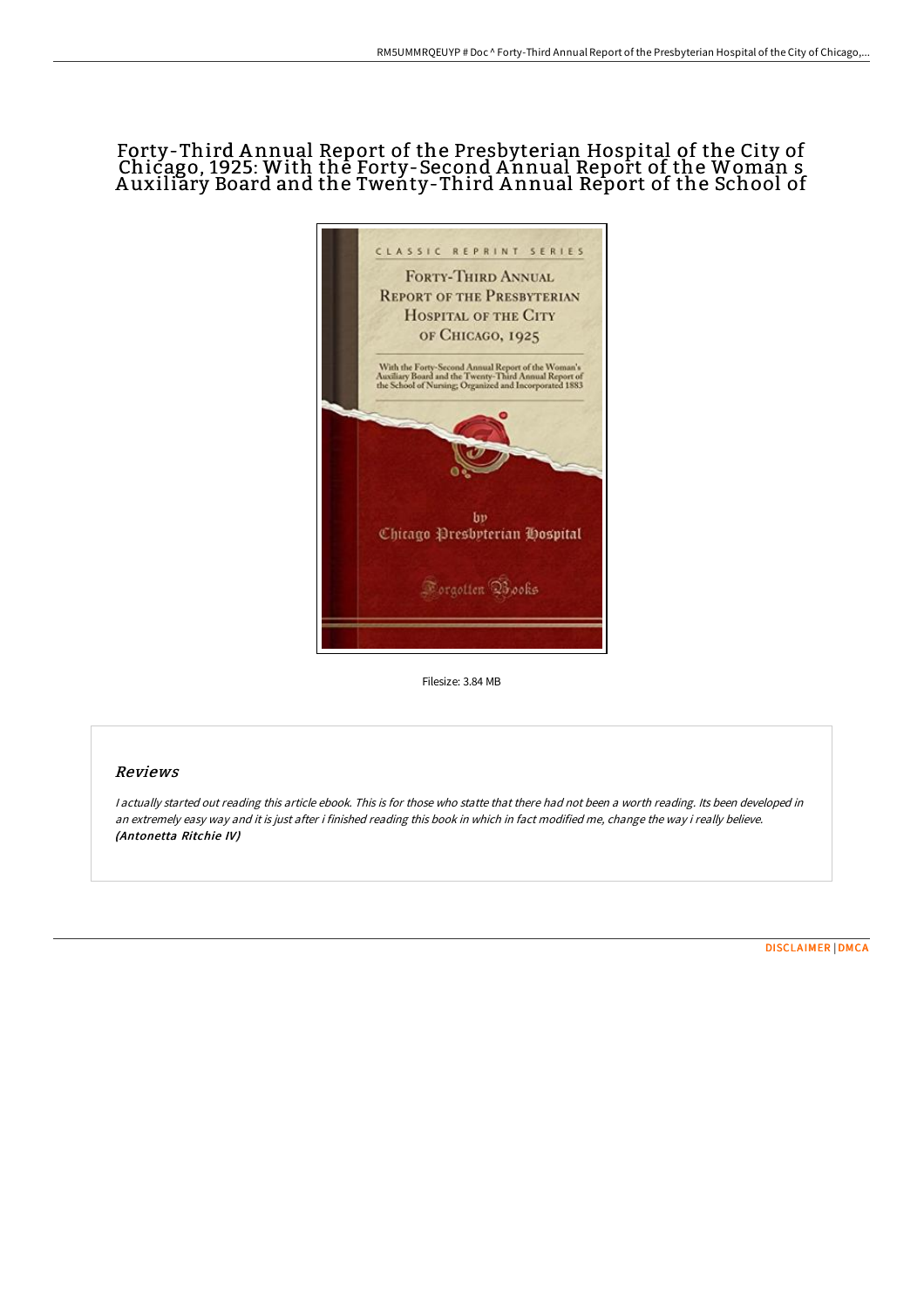# Forty-Third Annual Report of the Presbyterian Hospital of the City of Chicago, 1925: With the Forty-Second Annual Report of the Woman s Auxiliary Board and the Twenty-Third Annual Report of the School of

Filesize: 3.84 MB

## Reviews

*I actually started out reading this article ebook. This is for those who statte that there had not been a worth reading. Its been developed in an extremely easy way and it is just after i finished reading this book in which in fact modified me, change the way i really believe.*
***(Antonetta Ritchie IV)***

DISCLAIMER | DMCA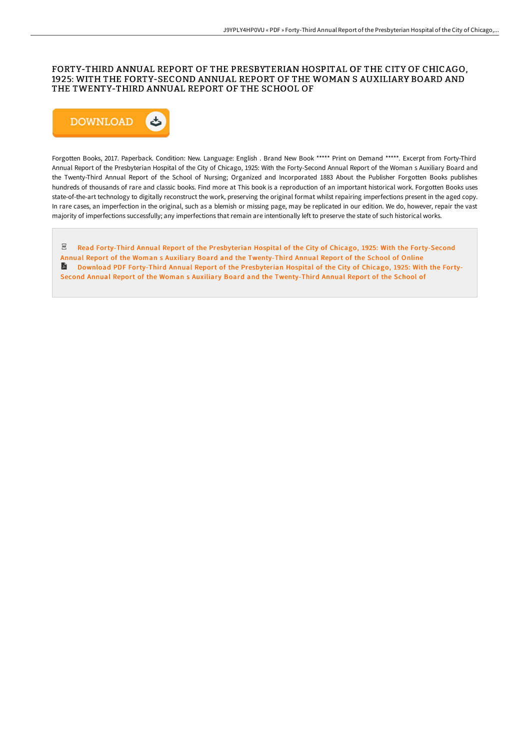# FORTY-THIRD ANNUAL REPORT OF THE PRESBYTERIAN HOSPITAL OF THE CITY OF CHICAGO, 1925: WITH THE FORTY-SECOND ANNUAL REPORT OF THE WOMAN S AUXILIARY BOARD AND THE TWENTY-THIRD ANNUAL REPORT OF THE SCHOOL OF

DOWNLOAD

Forgotten Books, 2017. Paperback. Condition: New. Language: English . Brand New Book ***** Print on Demand *****. Excerpt from Forty-Third Annual Report of the Presbyterian Hospital of the City of Chicago, 1925: With the Forty-Second Annual Report of the Woman s Auxiliary Board and the Twenty-Third Annual Report of the School of Nursing; Organized and Incorporated 1883 About the Publisher Forgotten Books publishes hundreds of thousands of rare and classic books. Find more at This book is a reproduction of an important historical work. Forgotten Books uses state-of-the-art technology to digitally reconstruct the work, preserving the original format whilst repairing imperfections present in the aged copy. In rare cases, an imperfection in the original, such as a blemish or missing page, may be replicated in our edition. We do, however, repair the vast majority of imperfections successfully; any imperfections that remain are intentionally left to preserve the state of such historical works.

Read Forty-Third Annual Report of the Presbyterian Hospital of the City of Chicago, 1925: With the Forty-Second Annual Report of the Woman s Auxiliary Board and the Twenty-Third Annual Report of the School of Online

Download PDF Forty-Third Annual Report of the Presbyterian Hospital of the City of Chicago, 1925: With the Forty-Second Annual Report of the Woman s Auxiliary Board and the Twenty-Third Annual Report of the School of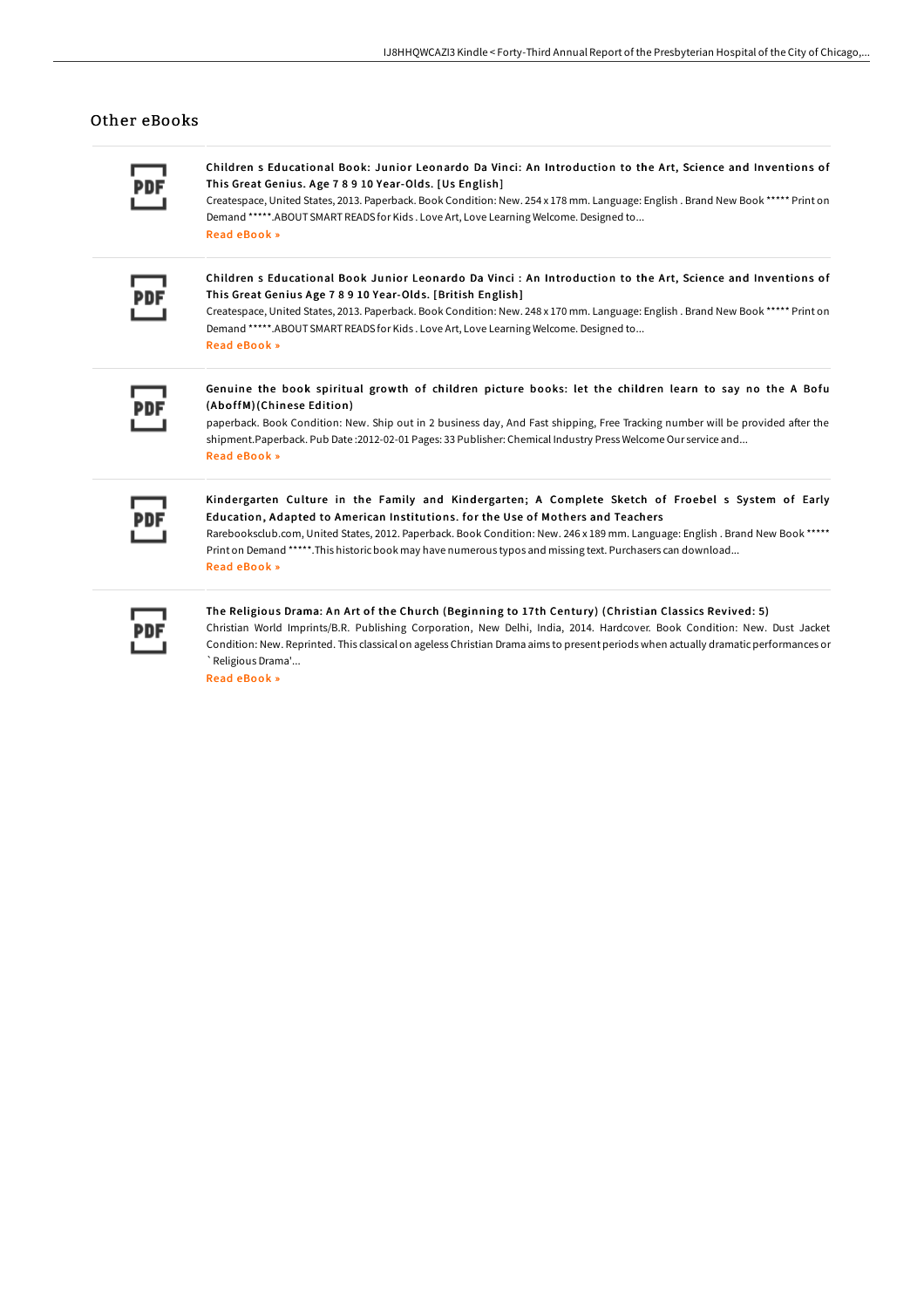## Other eBooks

**Children s Educational Book: Junior Leonardo Da Vinci: An Introduction to the Art, Science and Inventions of This Great Genius. Age 7 8 9 10 Year-Olds. [Us English]**

Createspace, United States, 2013. Paperback. Book Condition: New. 254 x 178 mm. Language: English . Brand New Book ***** Print on Demand *****.ABOUT SMART READS for Kids . Love Art, Love Learning Welcome. Designed to...

Read eBook »

**Children s Educational Book Junior Leonardo Da Vinci : An Introduction to the Art, Science and Inventions of This Great Genius Age 7 8 9 10 Year-Olds. [British English]**

Createspace, United States, 2013. Paperback. Book Condition: New. 248 x 170 mm. Language: English . Brand New Book ***** Print on Demand *****.ABOUT SMART READS for Kids . Love Art, Love Learning Welcome. Designed to...

Read eBook »

**Genuine the book spiritual growth of children picture books: let the children learn to say no the A Bofu (AboffM)(Chinese Edition)**

paperback. Book Condition: New. Ship out in 2 business day, And Fast shipping, Free Tracking number will be provided after the shipment.Paperback. Pub Date :2012-02-01 Pages: 33 Publisher: Chemical Industry Press Welcome Our service and...

Read eBook »

**Kindergarten Culture in the Family and Kindergarten; A Complete Sketch of Froebel s System of Early Education, Adapted to American Institutions. for the Use of Mothers and Teachers**

Rarebooksclub.com, United States, 2012. Paperback. Book Condition: New. 246 x 189 mm. Language: English . Brand New Book ***** Print on Demand *****.This historic book may have numerous typos and missing text. Purchasers can download...

Read eBook »

**The Religious Drama: An Art of the Church (Beginning to 17th Century) (Christian Classics Revived: 5)**

Christian World Imprints/B.R. Publishing Corporation, New Delhi, India, 2014. Hardcover. Book Condition: New. Dust Jacket Condition: New. Reprinted. This classical on ageless Christian Drama aims to present periods when actually dramatic performances or `Religious Drama'...

Read eBook »